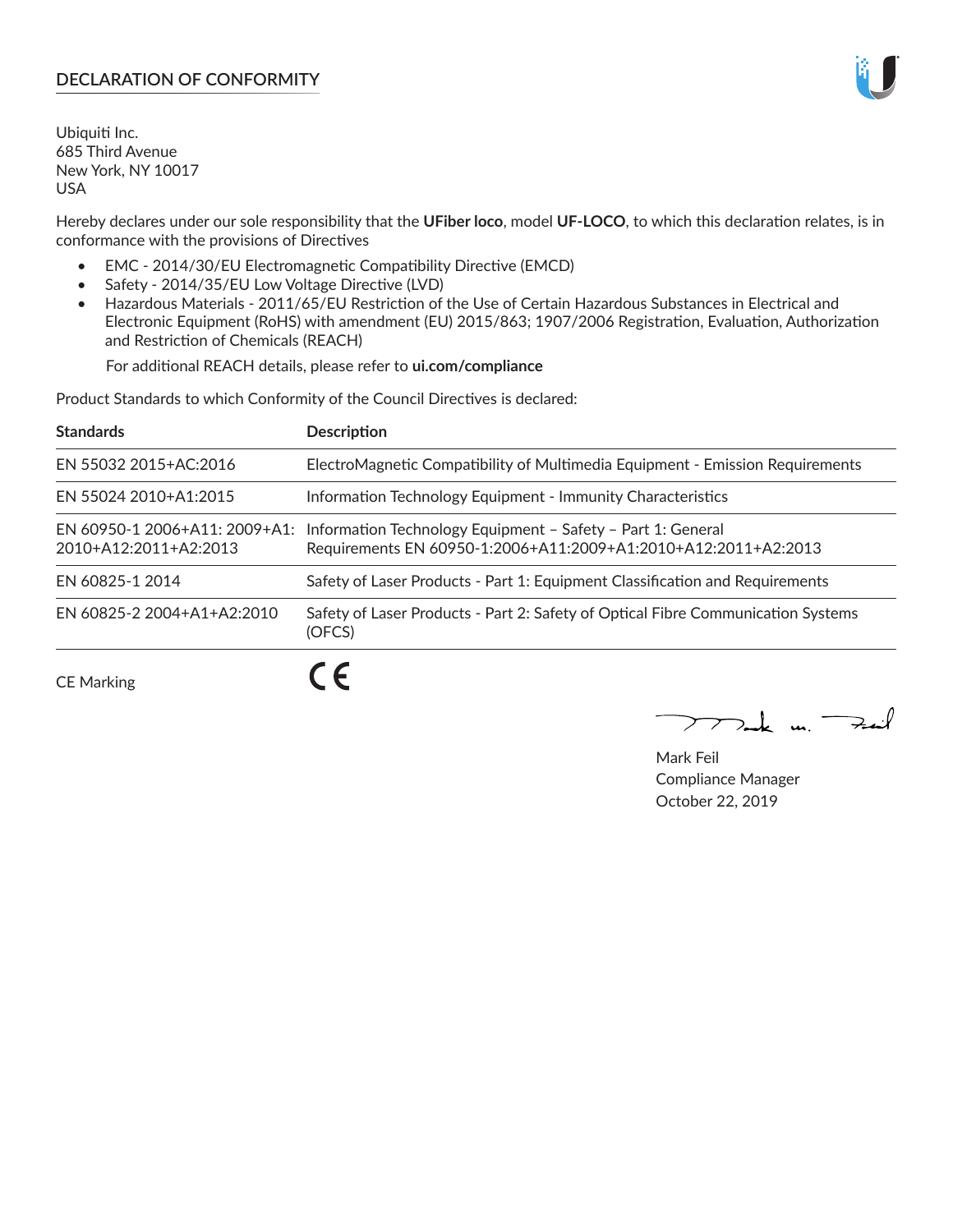## DECLARATION OF CONFORMITY

Ubiquiti Inc.
685 Third Avenue
New York, NY 10017
USA

Hereby declares under our sole responsibility that the **UFiber loco**, model **UF-LOCO**, to which this declaration relates, is in conformance with the provisions of Directives

- EMC - 2014/30/EU Electromagnetic Compatibility Directive (EMCD)
- Safety - 2014/35/EU Low Voltage Directive (LVD)
- Hazardous Materials - 2011/65/EU Restriction of the Use of Certain Hazardous Substances in Electrical and Electronic Equipment (RoHS) with amendment (EU) 2015/863; 1907/2006 Registration, Evaluation, Authorization and Restriction of Chemicals (REACH)

  For additional REACH details, please refer to **ui.com/compliance**

Product Standards to which Conformity of the Council Directives is declared:

| Standards | Description |
|---|---|
| EN 55032 2015+AC:2016 | ElectroMagnetic Compatibility of Multimedia Equipment - Emission Requirements |
| EN 55024 2010+A1:2015 | Information Technology Equipment - Immunity Characteristics |
| EN 60950-1 2006+A11: 2009+A1: 2010+A12:2011+A2:2013 | Information Technology Equipment – Safety – Part 1: General Requirements EN 60950-1:2006+A11:2009+A1:2010+A12:2011+A2:2013 |
| EN 60825-1 2014 | Safety of Laser Products - Part 1: Equipment Classification and Requirements |
| EN 60825-2 2004+A1+A2:2010 | Safety of Laser Products - Part 2: Safety of Optical Fibre Communication Systems (OFCS) |

CE Marking CE

Mark Feil
Compliance Manager
October 22, 2019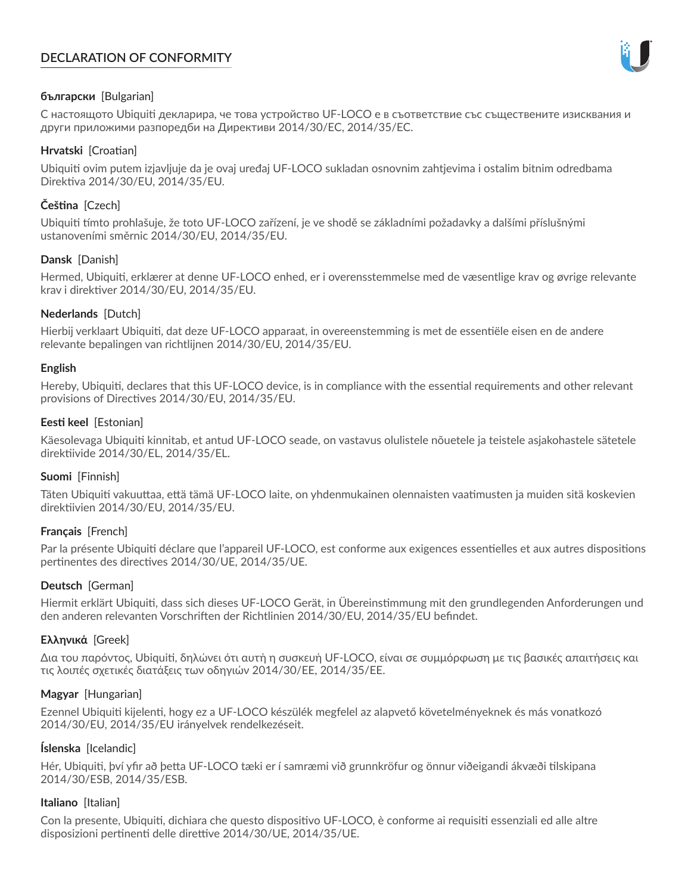# DECLARATION OF CONFORMITY

**български** [Bulgarian]

С настоящото Ubiquiti декларира, че това устройство UF-LOCO е в съответствие със съществените изисквания и други приложими разпоредби на Директиви 2014/30/ЕС, 2014/35/ЕС.

**Hrvatski** [Croatian]

Ubiquiti ovim putem izjavljuje da je ovaj uređaj UF-LOCO sukladan osnovnim zahtjevima i ostalim bitnim odredbama Direktiva 2014/30/EU, 2014/35/EU.

**Čeština** [Czech]

Ubiquiti tímto prohlašuje, že toto UF-LOCO zařízení, je ve shodě se základními požadavky a dalšími příslušnými ustanoveními směrnic 2014/30/EU, 2014/35/EU.

**Dansk** [Danish]

Hermed, Ubiquiti, erklærer at denne UF-LOCO enhed, er i overensstemmelse med de væsentlige krav og øvrige relevante krav i direktiver 2014/30/EU, 2014/35/EU.

**Nederlands** [Dutch]

Hierbij verklaart Ubiquiti, dat deze UF-LOCO apparaat, in overeenstemming is met de essentiële eisen en de andere relevante bepalingen van richtlijnen 2014/30/EU, 2014/35/EU.

**English**

Hereby, Ubiquiti, declares that this UF-LOCO device, is in compliance with the essential requirements and other relevant provisions of Directives 2014/30/EU, 2014/35/EU.

**Eesti keel** [Estonian]

Käesolevaga Ubiquiti kinnitab, et antud UF-LOCO seade, on vastavus olulistele nõuetele ja teistele asjakohastele sätetele direktiivide 2014/30/EL, 2014/35/EL.

**Suomi** [Finnish]

Täten Ubiquiti vakuuttaa, että tämä UF-LOCO laite, on yhdenmukainen olennaisten vaatimusten ja muiden sitä koskevien direktiivien 2014/30/EU, 2014/35/EU.

**Français** [French]

Par la présente Ubiquiti déclare que l'appareil UF-LOCO, est conforme aux exigences essentielles et aux autres dispositions pertinentes des directives 2014/30/UE, 2014/35/UE.

**Deutsch** [German]

Hiermit erklärt Ubiquiti, dass sich dieses UF-LOCO Gerät, in Übereinstimmung mit den grundlegenden Anforderungen und den anderen relevanten Vorschriften der Richtlinien 2014/30/EU, 2014/35/EU befindet.

**Ελληνικά** [Greek]

Δια του παρόντος, Ubiquiti, δηλώνει ότι αυτή η συσκευή UF-LOCO, είναι σε συμμόρφωση με τις βασικές απαιτήσεις και τις λοιπές σχετικές διατάξεις των οδηγιών 2014/30/EE, 2014/35/EE.

**Magyar** [Hungarian]

Ezennel Ubiquiti kijelenti, hogy ez a UF-LOCO készülék megfelel az alapvető követelményeknek és más vonatkozó 2014/30/EU, 2014/35/EU irányelvek rendelkezéseit.

**Íslenska** [Icelandic]

Hér, Ubiquiti, því yfir að þetta UF-LOCO tæki er í samræmi við grunnkröfur og önnur viðeigandi ákvæði tilskipana 2014/30/ESB, 2014/35/ESB.

**Italiano** [Italian]

Con la presente, Ubiquiti, dichiara che questo dispositivo UF-LOCO, è conforme ai requisiti essenziali ed alle altre disposizioni pertinenti delle direttive 2014/30/UE, 2014/35/UE.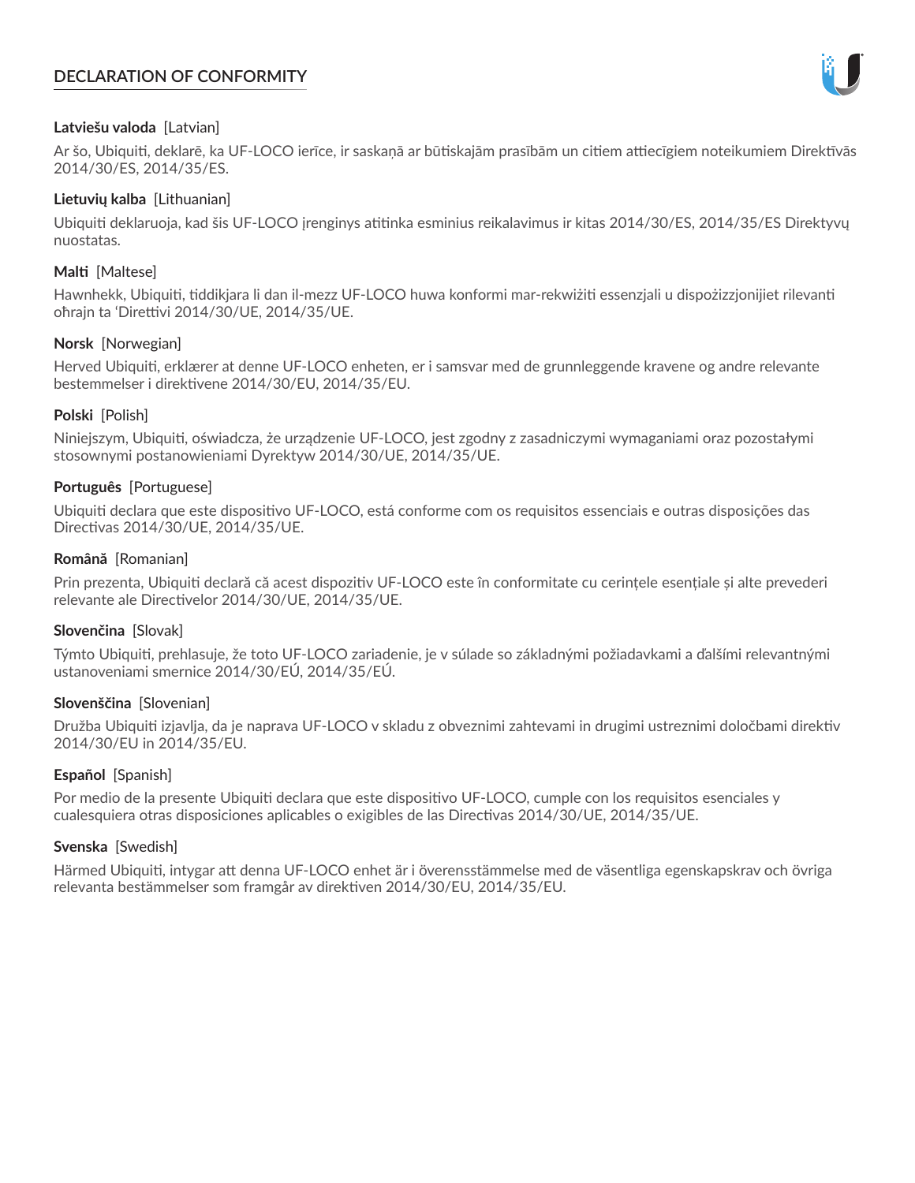# DECLARATION OF CONFORMITY

**Latviešu valoda** [Latvian]

Ar šo, Ubiquiti, deklarē, ka UF-LOCO ierīce, ir saskaņā ar būtiskajām prasībām un citiem attiecīgiem noteikumiem Direktīvās 2014/30/ES, 2014/35/ES.

**Lietuvių kalba** [Lithuanian]

Ubiquiti deklaruoja, kad šis UF-LOCO įrenginys atitinka esminius reikalavimus ir kitas 2014/30/ES, 2014/35/ES Direktyvų nuostatas.

**Malti** [Maltese]

Hawnhekk, Ubiquiti, tiddikjara li dan il-mezz UF-LOCO huwa konformi mar-rekwiżiti essenzjali u dispożizzjonijiet rilevanti oħrajn ta 'Direttivi 2014/30/UE, 2014/35/UE.

**Norsk** [Norwegian]

Herved Ubiquiti, erklærer at denne UF-LOCO enheten, er i samsvar med de grunnleggende kravene og andre relevante bestemmelser i direktivene 2014/30/EU, 2014/35/EU.

**Polski** [Polish]

Niniejszym, Ubiquiti, oświadcza, że urządzenie UF-LOCO, jest zgodny z zasadniczymi wymaganiami oraz pozostałymi stosownymi postanowieniami Dyrektyw 2014/30/UE, 2014/35/UE.

**Português** [Portuguese]

Ubiquiti declara que este dispositivo UF-LOCO, está conforme com os requisitos essenciais e outras disposições das Directivas 2014/30/UE, 2014/35/UE.

**Română** [Romanian]

Prin prezenta, Ubiquiti declară că acest dispozitiv UF-LOCO este în conformitate cu cerințele esențiale și alte prevederi relevante ale Directivelor 2014/30/UE, 2014/35/UE.

**Slovenčina** [Slovak]

Týmto Ubiquiti, prehlasuje, že toto UF-LOCO zariadenie, je v súlade so základnými požiadavkami a ďalšími relevantnými ustanoveniami smernice 2014/30/EÚ, 2014/35/EÚ.

**Slovenščina** [Slovenian]

Družba Ubiquiti izjavlja, da je naprava UF-LOCO v skladu z obveznimi zahtevami in drugimi ustreznimi določbami direktiv 2014/30/EU in 2014/35/EU.

**Español** [Spanish]

Por medio de la presente Ubiquiti declara que este dispositivo UF-LOCO, cumple con los requisitos esenciales y cualesquiera otras disposiciones aplicables o exigibles de las Directivas 2014/30/UE, 2014/35/UE.

**Svenska** [Swedish]

Härmed Ubiquiti, intygar att denna UF-LOCO enhet är i överensstämmelse med de väsentliga egenskapskrav och övriga relevanta bestämmelser som framgår av direktiven 2014/30/EU, 2014/35/EU.